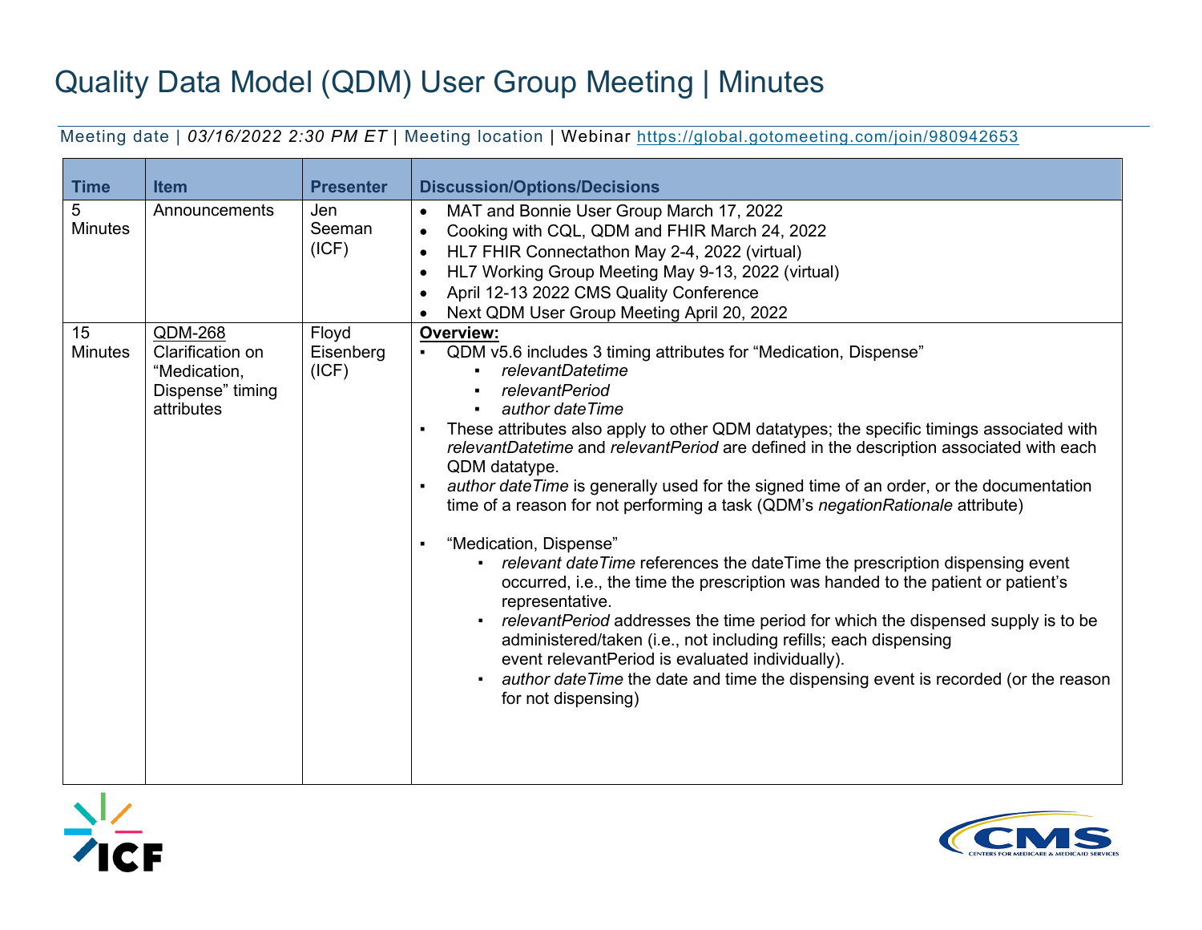# Quality Data Model (QDM) User Group Meeting | Minutes

Meeting date | *03/16/2022 2:30 PM ET* | Meeting location | Webinar https://global.gotomeeting.com/join/980942653

| Time | Item | Presenter | Discussion/Options/Decisions |
|---|---|---|---|
| 5 Minutes | Announcements | Jen Seeman (ICF) | • MAT and Bonnie User Group March 17, 2022<br>• Cooking with CQL, QDM and FHIR March 24, 2022<br>• HL7 FHIR Connectathon May 2-4, 2022 (virtual)<br>• HL7 Working Group Meeting May 9-13, 2022 (virtual)<br>• April 12-13 2022 CMS Quality Conference<br>• Next QDM User Group Meeting April 20, 2022 |
| 15 Minutes | QDM-268 Clarification on "Medication, Dispense" timing attributes | Floyd Eisenberg (ICF) | **Overview:**<br>▪ QDM v5.6 includes 3 timing attributes for "Medication, Dispense"<br>&nbsp;&nbsp;&nbsp;&nbsp;▪ *relevantDatetime*<br>&nbsp;&nbsp;&nbsp;&nbsp;▪ *relevantPeriod*<br>&nbsp;&nbsp;&nbsp;&nbsp;▪ *author dateTime*<br>▪ These attributes also apply to other QDM datatypes; the specific timings associated with *relevantDatetime* and *relevantPeriod* are defined in the description associated with each QDM datatype.<br>▪ *author dateTime* is generally used for the signed time of an order, or the documentation time of a reason for not performing a task (QDM's *negationRationale* attribute)<br><br>▪ "Medication, Dispense"<br>&nbsp;&nbsp;&nbsp;&nbsp;▪ *relevant dateTime* references the dateTime the prescription dispensing event occurred, i.e., the time the prescription was handed to the patient or patient's representative.<br>&nbsp;&nbsp;&nbsp;&nbsp;▪ *relevantPeriod* addresses the time period for which the dispensed supply is to be administered/taken (i.e., not including refills; each dispensing event relevantPeriod is evaluated individually).<br>&nbsp;&nbsp;&nbsp;&nbsp;▪ *author dateTime* the date and time the dispensing event is recorded (or the reason for not dispensing) |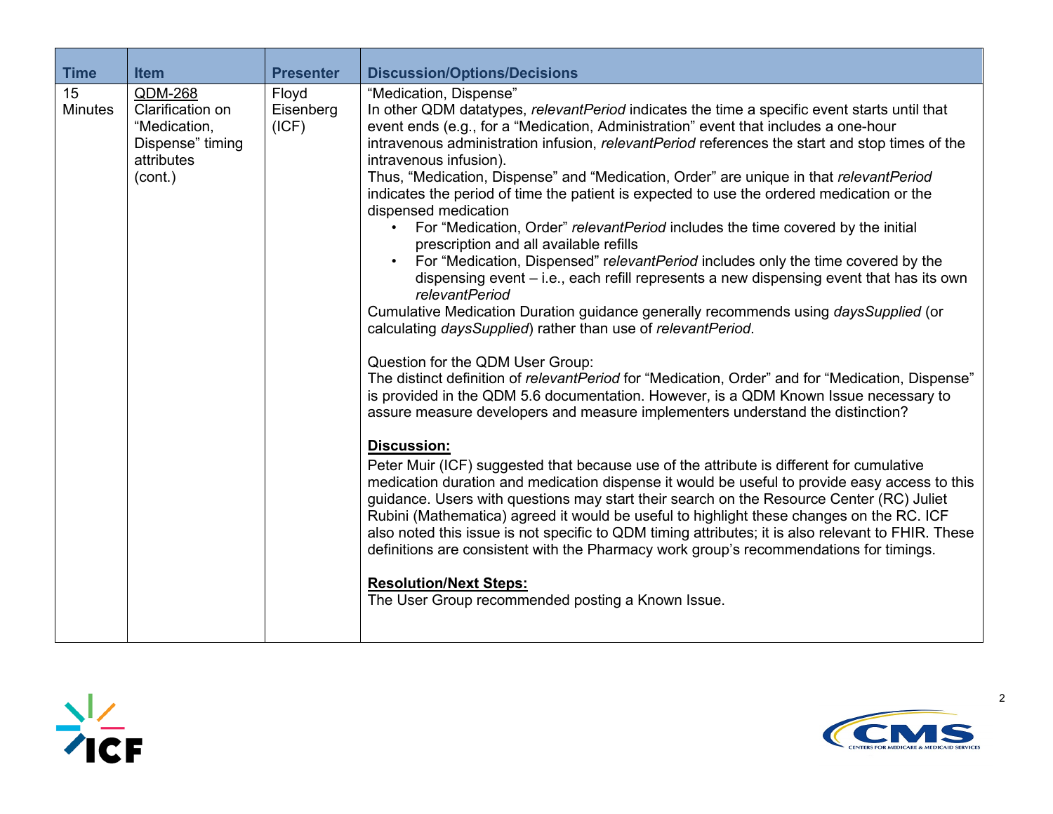| Time | Item | Presenter | Discussion/Options/Decisions |
|---|---|---|---|
| 15 Minutes | QDM-268 Clarification on "Medication, Dispense" timing attributes (cont.) | Floyd Eisenberg (ICF) | "Medication, Dispense"<br>In other QDM datatypes, *relevantPeriod* indicates the time a specific event starts until that event ends (e.g., for a "Medication, Administration" event that includes a one-hour intravenous administration infusion, *relevantPeriod* references the start and stop times of the intravenous infusion).<br>Thus, "Medication, Dispense" and "Medication, Order" are unique in that *relevantPeriod* indicates the period of time the patient is expected to use the ordered medication or the dispensed medication<br>• For "Medication, Order" *relevantPeriod* includes the time covered by the initial prescription and all available refills<br>• For "Medication, Dispensed" r*elevantPeriod* includes only the time covered by the dispensing event – i.e., each refill represents a new dispensing event that has its own *relevantPeriod*<br>Cumulative Medication Duration guidance generally recommends using *daysSupplied* (or calculating *daysSupplied*) rather than use of *relevantPeriod*.<br><br>Question for the QDM User Group:<br>The distinct definition of *relevantPeriod* for "Medication, Order" and for "Medication, Dispense" is provided in the QDM 5.6 documentation. However, is a QDM Known Issue necessary to assure measure developers and measure implementers understand the distinction?<br><br>**Discussion:**<br>Peter Muir (ICF) suggested that because use of the attribute is different for cumulative medication duration and medication dispense it would be useful to provide easy access to this guidance. Users with questions may start their search on the Resource Center (RC) Juliet Rubini (Mathematica) agreed it would be useful to highlight these changes on the RC. ICF also noted this issue is not specific to QDM timing attributes; it is also relevant to FHIR. These definitions are consistent with the Pharmacy work group's recommendations for timings.<br><br>**Resolution/Next Steps:**<br>The User Group recommended posting a Known Issue. |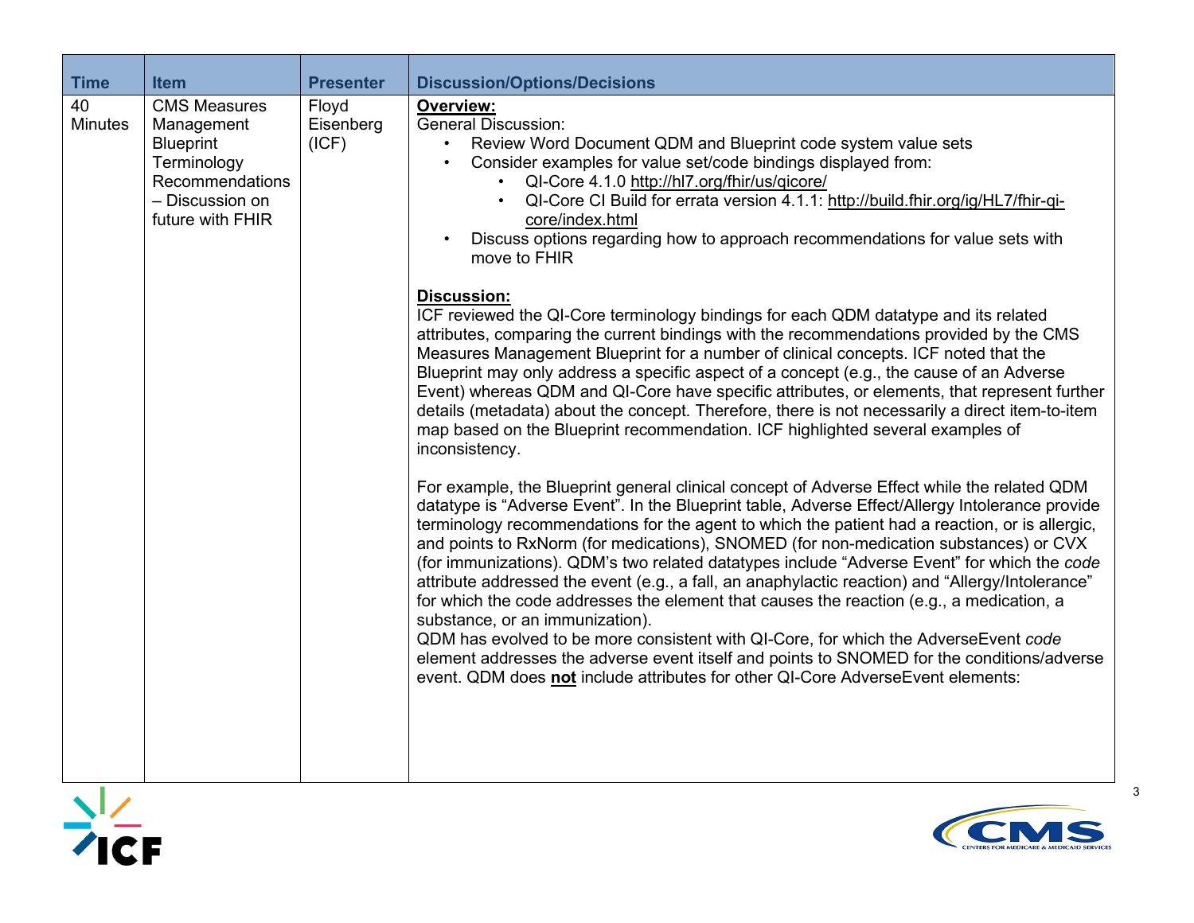| Time | Item | Presenter | Discussion/Options/Decisions |
|---|---|---|---|
| 40 Minutes | CMS Measures Management Blueprint Terminology Recommendations – Discussion on future with FHIR | Floyd Eisenberg (ICF) | <u>**Overview:**</u><br>General Discussion:<br>• Review Word Document QDM and Blueprint code system value sets<br>• Consider examples for value set/code bindings displayed from:<br>&nbsp;&nbsp;&nbsp;&nbsp;• QI-Core 4.1.0 http://hl7.org/fhir/us/qicore/<br>&nbsp;&nbsp;&nbsp;&nbsp;• QI-Core CI Build for errata version 4.1.1: http://build.fhir.org/ig/HL7/fhir-qi-core/index.html<br>• Discuss options regarding how to approach recommendations for value sets with move to FHIR<br><br><u>**Discussion:**</u><br>ICF reviewed the QI-Core terminology bindings for each QDM datatype and its related attributes, comparing the current bindings with the recommendations provided by the CMS Measures Management Blueprint for a number of clinical concepts. ICF noted that the Blueprint may only address a specific aspect of a concept (e.g., the cause of an Adverse Event) whereas QDM and QI-Core have specific attributes, or elements, that represent further details (metadata) about the concept. Therefore, there is not necessarily a direct item-to-item map based on the Blueprint recommendation. ICF highlighted several examples of inconsistency.<br><br>For example, the Blueprint general clinical concept of Adverse Effect while the related QDM datatype is "Adverse Event". In the Blueprint table, Adverse Effect/Allergy Intolerance provide terminology recommendations for the agent to which the patient had a reaction, or is allergic, and points to RxNorm (for medications), SNOMED (for non-medication substances) or CVX (for immunizations). QDM's two related datatypes include "Adverse Event" for which the *code* attribute addressed the event (e.g., a fall, an anaphylactic reaction) and "Allergy/Intolerance" for which the code addresses the element that causes the reaction (e.g., a medication, a substance, or an immunization).<br>QDM has evolved to be more consistent with QI-Core, for which the AdverseEvent *code* element addresses the adverse event itself and points to SNOMED for the conditions/adverse event. QDM does <u>**not**</u> include attributes for other QI-Core AdverseEvent elements: |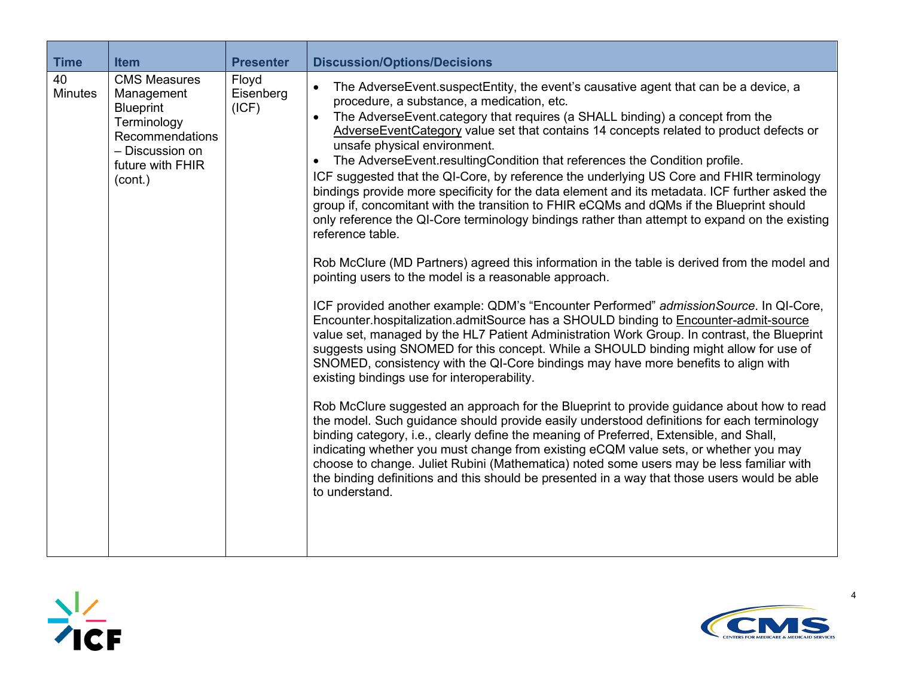| Time | Item | Presenter | Discussion/Options/Decisions |
| --- | --- | --- | --- |
| 40 Minutes | CMS Measures Management Blueprint Terminology Recommendations – Discussion on future with FHIR (cont.) | Floyd Eisenberg (ICF) | • The AdverseEvent.suspectEntity, the event's causative agent that can be a device, a procedure, a substance, a medication, etc.<br>• The AdverseEvent.category that requires (a SHALL binding) a concept from the AdverseEventCategory value set that contains 14 concepts related to product defects or unsafe physical environment.<br>• The AdverseEvent.resultingCondition that references the Condition profile.<br>ICF suggested that the QI-Core, by reference the underlying US Core and FHIR terminology bindings provide more specificity for the data element and its metadata. ICF further asked the group if, concomitant with the transition to FHIR eCQMs and dQMs if the Blueprint should only reference the QI-Core terminology bindings rather than attempt to expand on the existing reference table.<br><br>Rob McClure (MD Partners) agreed this information in the table is derived from the model and pointing users to the model is a reasonable approach.<br><br>ICF provided another example: QDM's "Encounter Performed" *admissionSource*. In QI-Core, Encounter.hospitalization.admitSource has a SHOULD binding to Encounter-admit-source value set, managed by the HL7 Patient Administration Work Group. In contrast, the Blueprint suggests using SNOMED for this concept. While a SHOULD binding might allow for use of SNOMED, consistency with the QI-Core bindings may have more benefits to align with existing bindings use for interoperability.<br><br>Rob McClure suggested an approach for the Blueprint to provide guidance about how to read the model. Such guidance should provide easily understood definitions for each terminology binding category, i.e., clearly define the meaning of Preferred, Extensible, and Shall, indicating whether you must change from existing eCQM value sets, or whether you may choose to change. Juliet Rubini (Mathematica) noted some users may be less familiar with the binding definitions and this should be presented in a way that those users would be able to understand. |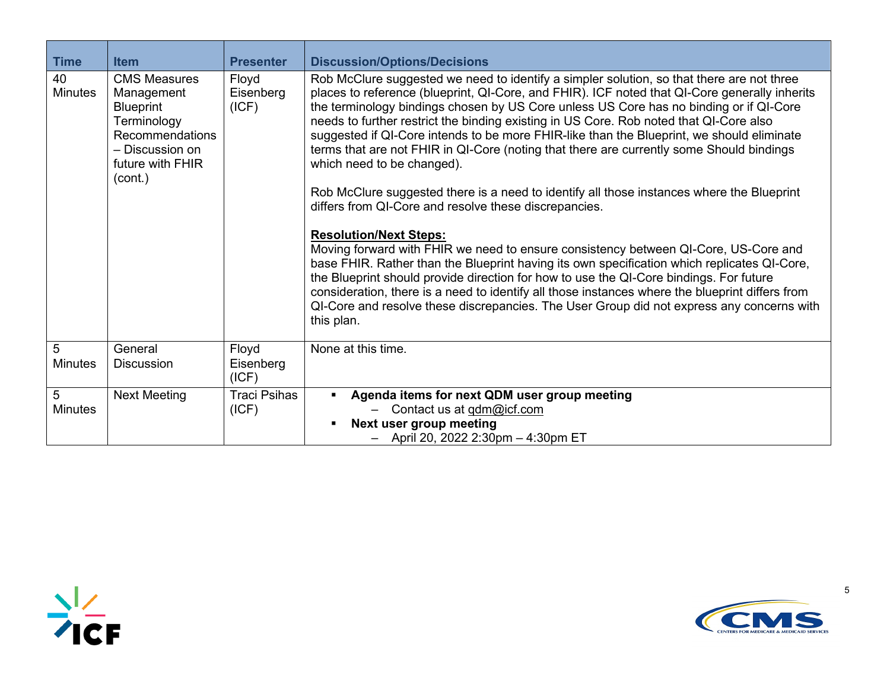| Time | Item | Presenter | Discussion/Options/Decisions |
| --- | --- | --- | --- |
| 40 Minutes | CMS Measures Management Blueprint Terminology Recommendations – Discussion on future with FHIR (cont.) | Floyd Eisenberg (ICF) | Rob McClure suggested we need to identify a simpler solution, so that there are not three places to reference (blueprint, QI-Core, and FHIR). ICF noted that QI-Core generally inherits the terminology bindings chosen by US Core unless US Core has no binding or if QI-Core needs to further restrict the binding existing in US Core. Rob noted that QI-Core also suggested if QI-Core intends to be more FHIR-like than the Blueprint, we should eliminate terms that are not FHIR in QI-Core (noting that there are currently some Should bindings which need to be changed).<br><br>Rob McClure suggested there is a need to identify all those instances where the Blueprint differs from QI-Core and resolve these discrepancies.<br><br>**Resolution/Next Steps:**<br>Moving forward with FHIR we need to ensure consistency between QI-Core, US-Core and base FHIR. Rather than the Blueprint having its own specification which replicates QI-Core, the Blueprint should provide direction for how to use the QI-Core bindings. For future consideration, there is a need to identify all those instances where the blueprint differs from QI-Core and resolve these discrepancies. The User Group did not express any concerns with this plan. |
| 5 Minutes | General Discussion | Floyd Eisenberg (ICF) | None at this time. |
| 5 Minutes | Next Meeting | Traci Psihas (ICF) | ▪ **Agenda items for next QDM user group meeting**<br>– Contact us at qdm@icf.com<br>▪ **Next user group meeting**<br>– April 20, 2022 2:30pm – 4:30pm ET |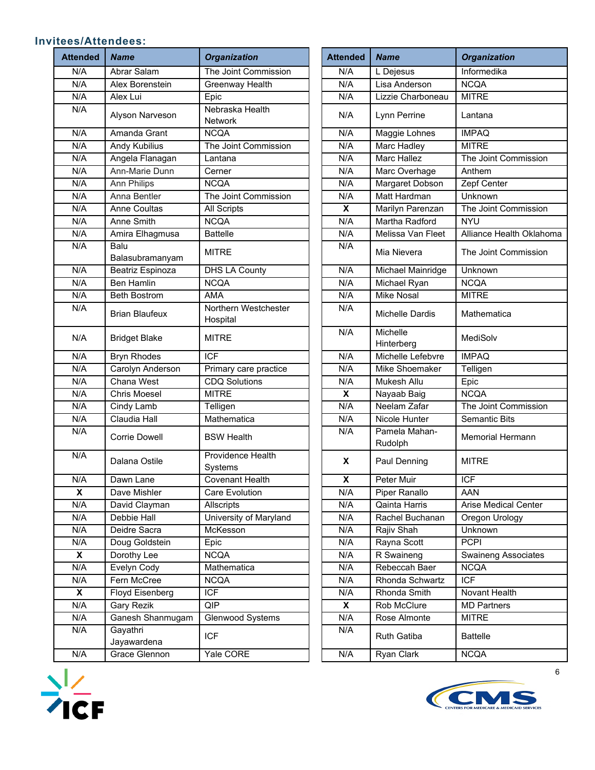### Invitees/Attendees:

| Attended | *Name* | *Organization* |
|---|---|---|
| N/A | Abrar Salam | The Joint Commission |
| N/A | Alex Borenstein | Greenway Health |
| N/A | Alex Lui | Epic |
| N/A | Alyson Narveson | Nebraska Health Network |
| N/A | Amanda Grant | NCQA |
| N/A | Andy Kubilius | The Joint Commission |
| N/A | Angela Flanagan | Lantana |
| N/A | Ann-Marie Dunn | Cerner |
| N/A | Ann Philips | NCQA |
| N/A | Anna Bentler | The Joint Commission |
| N/A | Anne Coultas | All Scripts |
| N/A | Anne Smith | NCQA |
| N/A | Amira Elhagmusa | Battelle |
| N/A | Balu Balasubramanyam | MITRE |
| N/A | Beatriz Espinoza | DHS LA County |
| N/A | Ben Hamlin | NCQA |
| N/A | Beth Bostrom | AMA |
| N/A | Brian Blaufeux | Northern Westchester Hospital |
| N/A | Bridget Blake | MITRE |
| N/A | Bryn Rhodes | ICF |
| N/A | Carolyn Anderson | Primary care practice |
| N/A | Chana West | CDQ Solutions |
| N/A | Chris Moesel | MITRE |
| N/A | Cindy Lamb | Telligen |
| N/A | Claudia Hall | Mathematica |
| N/A | Corrie Dowell | BSW Health |
| N/A | Dalana Ostile | Providence Health Systems |
| N/A | Dawn Lane | Covenant Health |
| X | Dave Mishler | Care Evolution |
| N/A | David Clayman | Allscripts |
| N/A | Debbie Hall | University of Maryland |
| N/A | Deidre Sacra | McKesson |
| N/A | Doug Goldstein | Epic |
| X | Dorothy Lee | NCQA |
| N/A | Evelyn Cody | Mathematica |
| N/A | Fern McCree | NCQA |
| X | Floyd Eisenberg | ICF |
| N/A | Gary Rezik | QIP |
| N/A | Ganesh Shanmugam | Glenwood Systems |
| N/A | Gayathri Jayawardena | ICF |
| N/A | Grace Glennon | Yale CORE |

| Attended | *Name* | *Organization* |
|---|---|---|
| N/A | L Dejesus | Informedika |
| N/A | Lisa Anderson | NCQA |
| N/A | Lizzie Charboneau | MITRE |
| N/A | Lynn Perrine | Lantana |
| N/A | Maggie Lohnes | IMPAQ |
| N/A | Marc Hadley | MITRE |
| N/A | Marc Hallez | The Joint Commission |
| N/A | Marc Overhage | Anthem |
| N/A | Margaret Dobson | Zepf Center |
| N/A | Matt Hardman | Unknown |
| X | Marilyn Parenzan | The Joint Commission |
| N/A | Martha Radford | NYU |
| N/A | Melissa Van Fleet | Alliance Health Oklahoma |
| N/A | Mia Nievera | The Joint Commission |
| N/A | Michael Mainridge | Unknown |
| N/A | Michael Ryan | NCQA |
| N/A | Mike Nosal | MITRE |
| N/A | Michelle Dardis | Mathematica |
| N/A | Michelle Hinterberg | MediSolv |
| N/A | Michelle Lefebvre | IMPAQ |
| N/A | Mike Shoemaker | Telligen |
| N/A | Mukesh Allu | Epic |
| X | Nayaab Baig | NCQA |
| N/A | Neelam Zafar | The Joint Commission |
| N/A | Nicole Hunter | Semantic Bits |
| N/A | Pamela Mahan-Rudolph | Memorial Hermann |
| X | Paul Denning | MITRE |
| X | Peter Muir | ICF |
| N/A | Piper Ranallo | AAN |
| N/A | Qainta Harris | Arise Medical Center |
| N/A | Rachel Buchanan | Oregon Urology |
| N/A | Rajiv Shah | Unknown |
| N/A | Rayna Scott | PCPI |
| N/A | R Swaineng | Swaineng Associates |
| N/A | Rebeccah Baer | NCQA |
| N/A | Rhonda Schwartz | ICF |
| N/A | Rhonda Smith | Novant Health |
| X | Rob McClure | MD Partners |
| N/A | Rose Almonte | MITRE |
| N/A | Ruth Gatiba | Battelle |
| N/A | Ryan Clark | NCQA |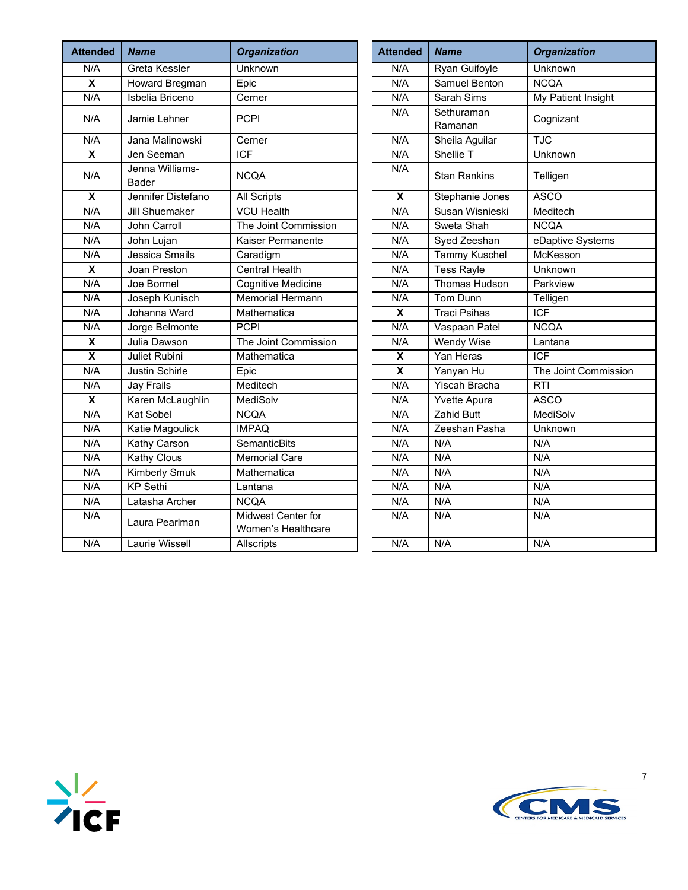| Attended | *Name* | *Organization* |
|---|---|---|
| N/A | Greta Kessler | Unknown |
| **X** | Howard Bregman | Epic |
| N/A | Isbelia Briceno | Cerner |
| N/A | Jamie Lehner | PCPI |
| N/A | Jana Malinowski | Cerner |
| **X** | Jen Seeman | ICF |
| N/A | Jenna Williams-Bader | NCQA |
| **X** | Jennifer Distefano | All Scripts |
| N/A | Jill Shuemaker | VCU Health |
| N/A | John Carroll | The Joint Commission |
| N/A | John Lujan | Kaiser Permanente |
| N/A | Jessica Smails | Caradigm |
| **X** | Joan Preston | Central Health |
| N/A | Joe Bormel | Cognitive Medicine |
| N/A | Joseph Kunisch | Memorial Hermann |
| N/A | Johanna Ward | Mathematica |
| N/A | Jorge Belmonte | PCPI |
| **X** | Julia Dawson | The Joint Commission |
| **X** | Juliet Rubini | Mathematica |
| N/A | Justin Schirle | Epic |
| N/A | Jay Frails | Meditech |
| **X** | Karen McLaughlin | MediSolv |
| N/A | Kat Sobel | NCQA |
| N/A | Katie Magoulick | IMPAQ |
| N/A | Kathy Carson | SemanticBits |
| N/A | Kathy Clous | Memorial Care |
| N/A | Kimberly Smuk | Mathematica |
| N/A | KP Sethi | Lantana |
| N/A | Latasha Archer | NCQA |
| N/A | Laura Pearlman | Midwest Center for Women's Healthcare |
| N/A | Laurie Wissell | Allscripts |
| N/A | Ryan Guifoyle | Unknown |
| N/A | Samuel Benton | NCQA |
| N/A | Sarah Sims | My Patient Insight |
| N/A | Sethuraman Ramanan | Cognizant |
| N/A | Sheila Aguilar | TJC |
| N/A | Shellie T | Unknown |
| N/A | Stan Rankins | Telligen |
| **X** | Stephanie Jones | ASCO |
| N/A | Susan Wisnieski | Meditech |
| N/A | Sweta Shah | NCQA |
| N/A | Syed Zeeshan | eDaptive Systems |
| N/A | Tammy Kuschel | McKesson |
| N/A | Tess Rayle | Unknown |
| N/A | Thomas Hudson | Parkview |
| N/A | Tom Dunn | Telligen |
| **X** | Traci Psihas | ICF |
| N/A | Vaspaan Patel | NCQA |
| N/A | Wendy Wise | Lantana |
| **X** | Yan Heras | ICF |
| **X** | Yanyan Hu | The Joint Commission |
| N/A | Yiscah Bracha | RTI |
| N/A | Yvette Apura | ASCO |
| N/A | Zahid Butt | MediSolv |
| N/A | Zeeshan Pasha | Unknown |
| N/A | N/A | N/A |
| N/A | N/A | N/A |
| N/A | N/A | N/A |
| N/A | N/A | N/A |
| N/A | N/A | N/A |
| N/A | N/A | N/A |
| N/A | N/A | N/A |